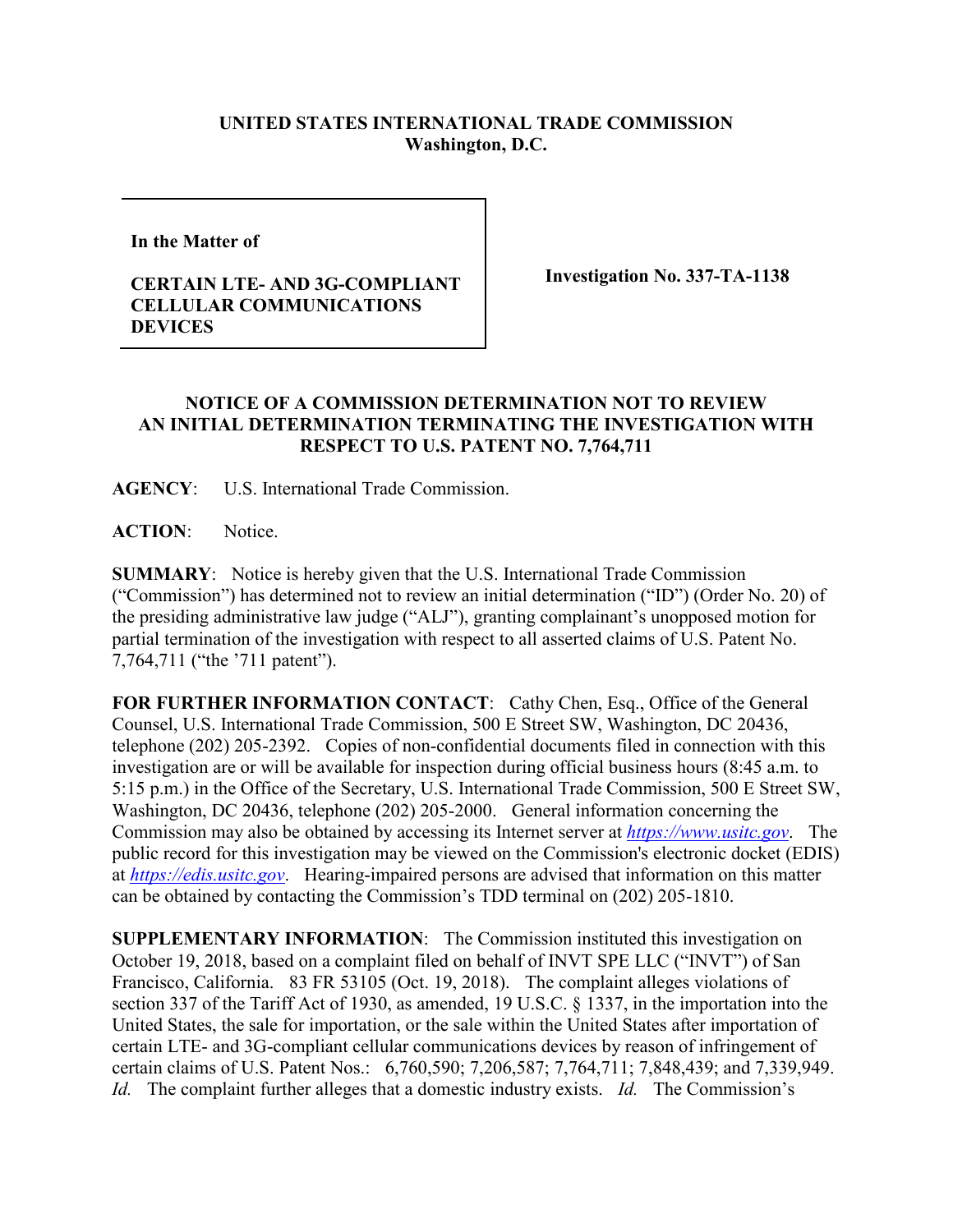**UNITED STATES INTERNATIONAL TRADE COMMISSION**
**Washington, D.C.**

| | |
|---|---|
| **In the Matter of**<br><br>**CERTAIN LTE- AND 3G-COMPLIANT CELLULAR COMMUNICATIONS DEVICES** | **Investigation No. 337-TA-1138** |

## NOTICE OF A COMMISSION DETERMINATION NOT TO REVIEW AN INITIAL DETERMINATION TERMINATING THE INVESTIGATION WITH RESPECT TO U.S. PATENT NO. 7,764,711

**AGENCY**: U.S. International Trade Commission.

**ACTION**: Notice.

**SUMMARY**: Notice is hereby given that the U.S. International Trade Commission ("Commission") has determined not to review an initial determination ("ID") (Order No. 20) of the presiding administrative law judge ("ALJ"), granting complainant's unopposed motion for partial termination of the investigation with respect to all asserted claims of U.S. Patent No. 7,764,711 ("the '711 patent").

**FOR FURTHER INFORMATION CONTACT**: Cathy Chen, Esq., Office of the General Counsel, U.S. International Trade Commission, 500 E Street SW, Washington, DC 20436, telephone (202) 205-2392. Copies of non-confidential documents filed in connection with this investigation are or will be available for inspection during official business hours (8:45 a.m. to 5:15 p.m.) in the Office of the Secretary, U.S. International Trade Commission, 500 E Street SW, Washington, DC 20436, telephone (202) 205-2000. General information concerning the Commission may also be obtained by accessing its Internet server at *https://www.usitc.gov*. The public record for this investigation may be viewed on the Commission's electronic docket (EDIS) at *https://edis.usitc.gov*. Hearing-impaired persons are advised that information on this matter can be obtained by contacting the Commission's TDD terminal on (202) 205-1810.

**SUPPLEMENTARY INFORMATION**: The Commission instituted this investigation on October 19, 2018, based on a complaint filed on behalf of INVT SPE LLC ("INVT") of San Francisco, California. 83 FR 53105 (Oct. 19, 2018). The complaint alleges violations of section 337 of the Tariff Act of 1930, as amended, 19 U.S.C. § 1337, in the importation into the United States, the sale for importation, or the sale within the United States after importation of certain LTE- and 3G-compliant cellular communications devices by reason of infringement of certain claims of U.S. Patent Nos.: 6,760,590; 7,206,587; 7,764,711; 7,848,439; and 7,339,949. *Id.* The complaint further alleges that a domestic industry exists. *Id.* The Commission's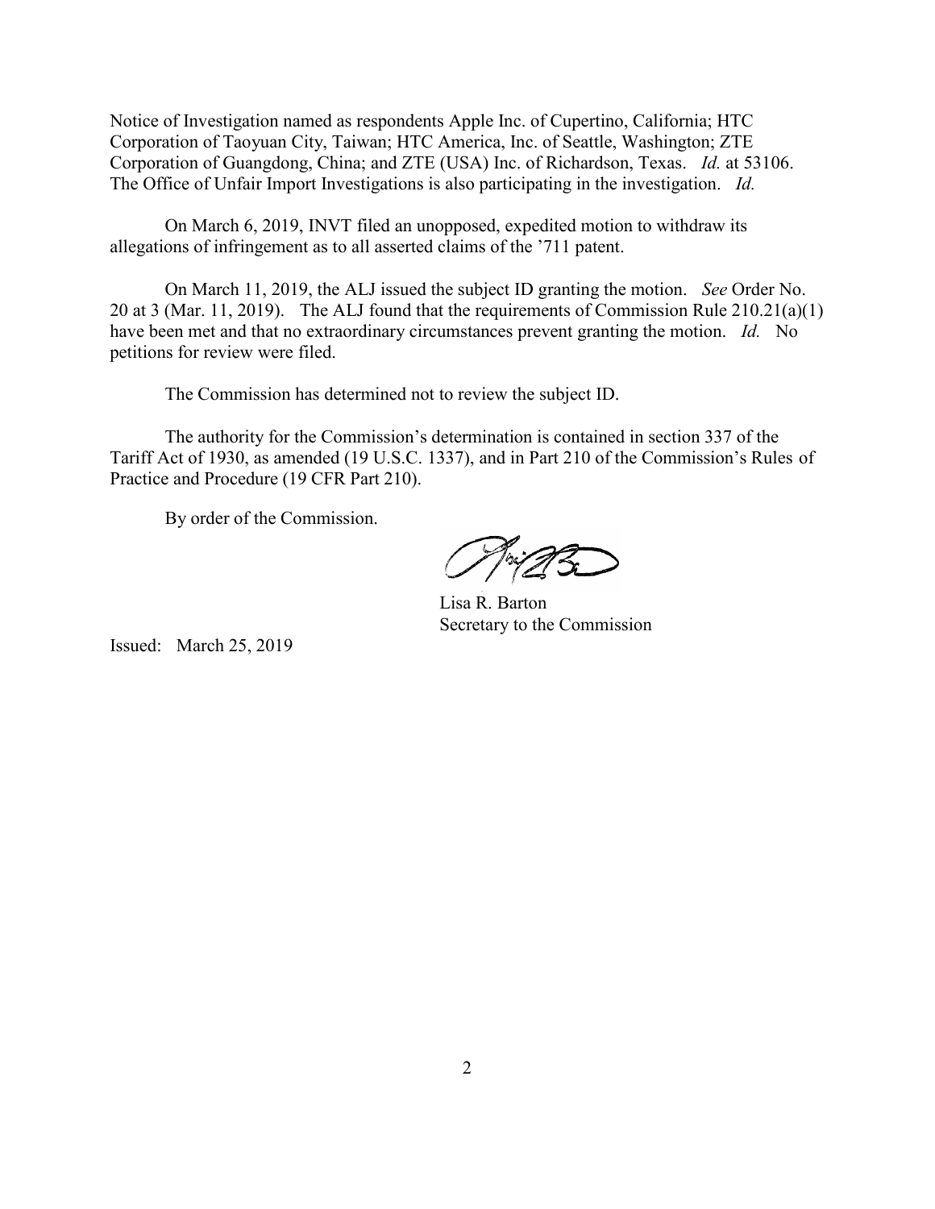Notice of Investigation named as respondents Apple Inc. of Cupertino, California; HTC Corporation of Taoyuan City, Taiwan; HTC America, Inc. of Seattle, Washington; ZTE Corporation of Guangdong, China; and ZTE (USA) Inc. of Richardson, Texas. *Id.* at 53106. The Office of Unfair Import Investigations is also participating in the investigation. *Id.*

On March 6, 2019, INVT filed an unopposed, expedited motion to withdraw its allegations of infringement as to all asserted claims of the '711 patent.

On March 11, 2019, the ALJ issued the subject ID granting the motion. *See* Order No. 20 at 3 (Mar. 11, 2019). The ALJ found that the requirements of Commission Rule 210.21(a)(1) have been met and that no extraordinary circumstances prevent granting the motion. *Id.* No petitions for review were filed.

The Commission has determined not to review the subject ID.

The authority for the Commission's determination is contained in section 337 of the Tariff Act of 1930, as amended (19 U.S.C. 1337), and in Part 210 of the Commission's Rules of Practice and Procedure (19 CFR Part 210).

By order of the Commission.

Lisa R. Barton
Secretary to the Commission

Issued: March 25, 2019